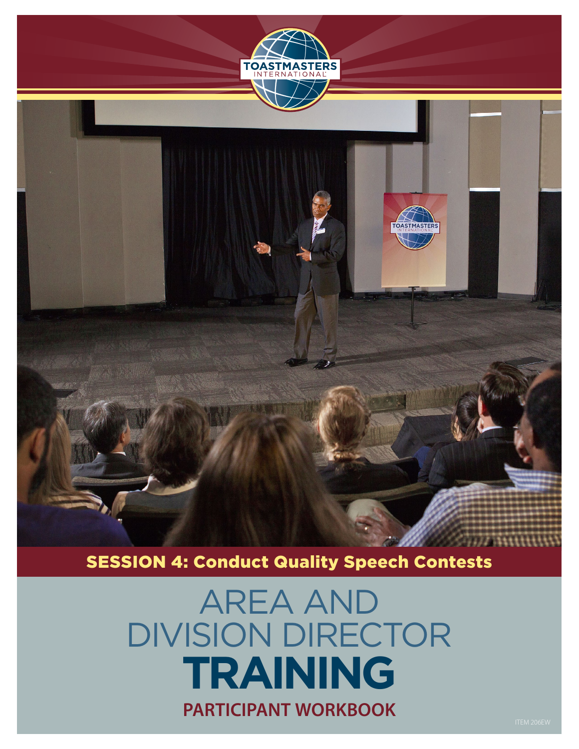TOASTMASTERS INTERNATIONAL

## SESSION 4: Conduct Quality Speech Contests

# AREA AND DIVISION DIRECTOR TRAINING

## PARTICIPANT WORKBOOK

ITEM 206EW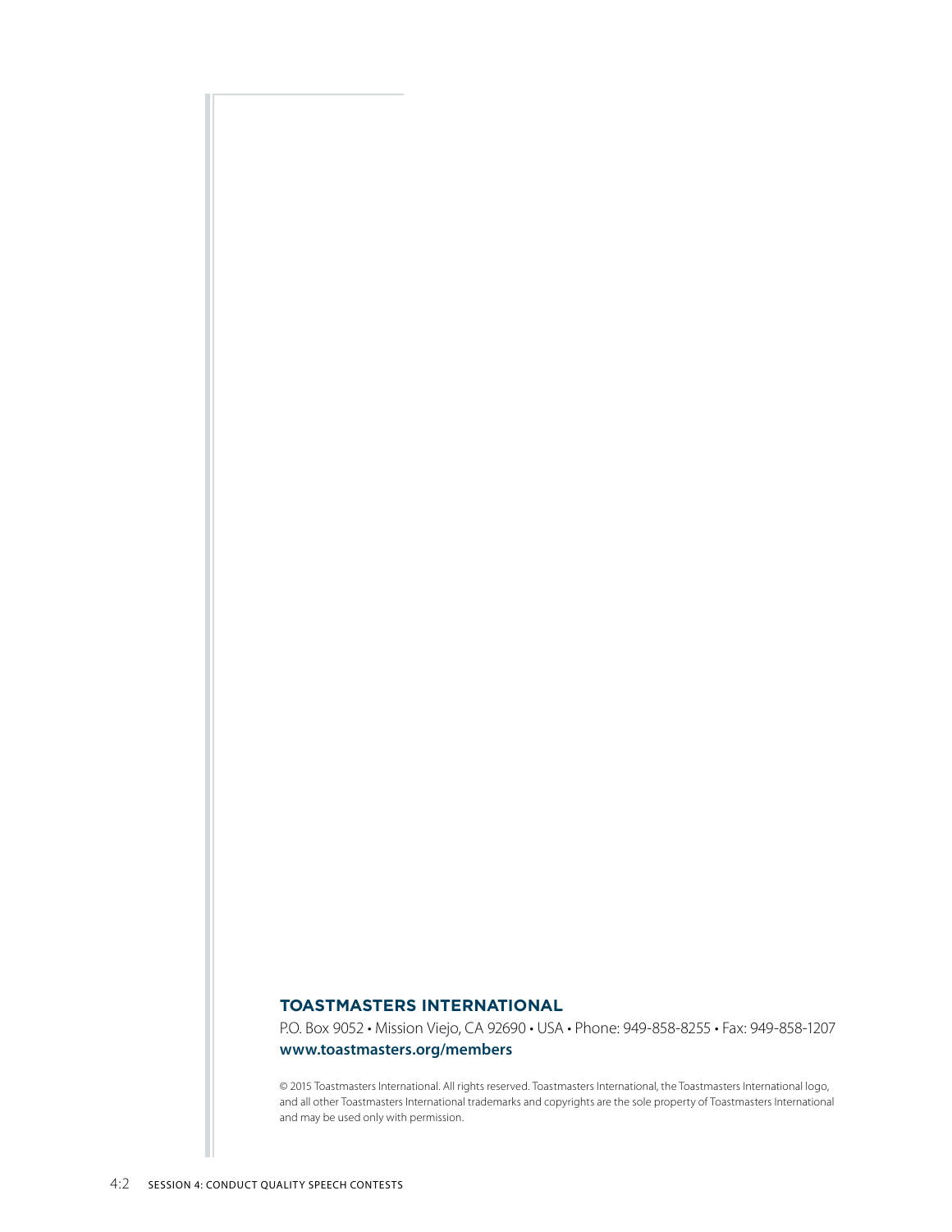**TOASTMASTERS INTERNATIONAL**

P.O. Box 9052 • Mission Viejo, CA 92690 • USA • Phone: 949-858-8255 • Fax: 949-858-1207

**www.toastmasters.org/members**

© 2015 Toastmasters International. All rights reserved. Toastmasters International, the Toastmasters International logo, and all other Toastmasters International trademarks and copyrights are the sole property of Toastmasters International and may be used only with permission.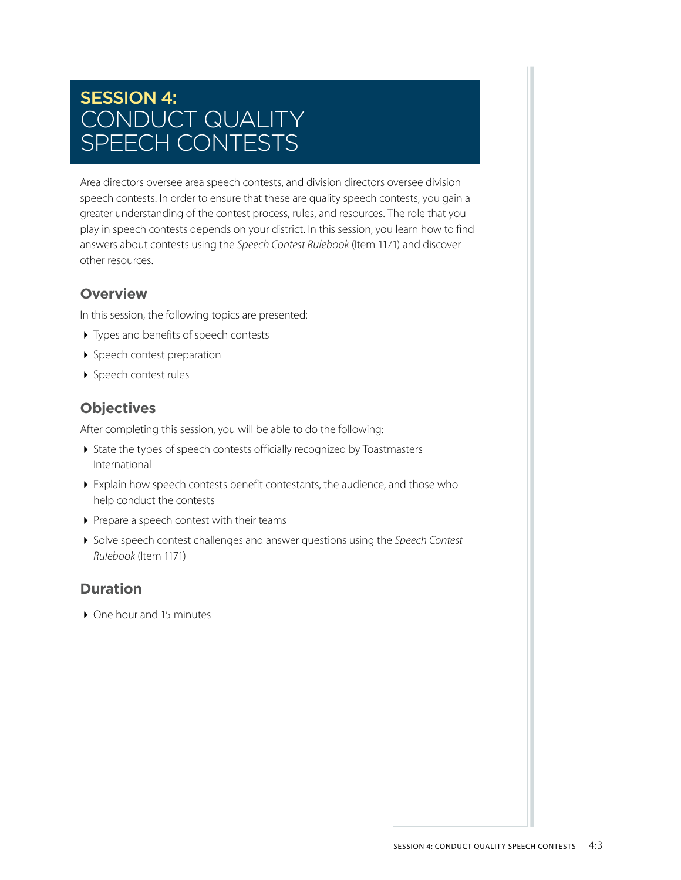# SESSION 4: CONDUCT QUALITY SPEECH CONTESTS

Area directors oversee area speech contests, and division directors oversee division speech contests. In order to ensure that these are quality speech contests, you gain a greater understanding of the contest process, rules, and resources. The role that you play in speech contests depends on your district. In this session, you learn how to find answers about contests using the *Speech Contest Rulebook* (Item 1171) and discover other resources.

## Overview

In this session, the following topics are presented:

- Types and benefits of speech contests
- Speech contest preparation
- Speech contest rules

## Objectives

After completing this session, you will be able to do the following:

- State the types of speech contests officially recognized by Toastmasters International
- Explain how speech contests benefit contestants, the audience, and those who help conduct the contests
- Prepare a speech contest with their teams
- Solve speech contest challenges and answer questions using the *Speech Contest Rulebook* (Item 1171)

## Duration

- One hour and 15 minutes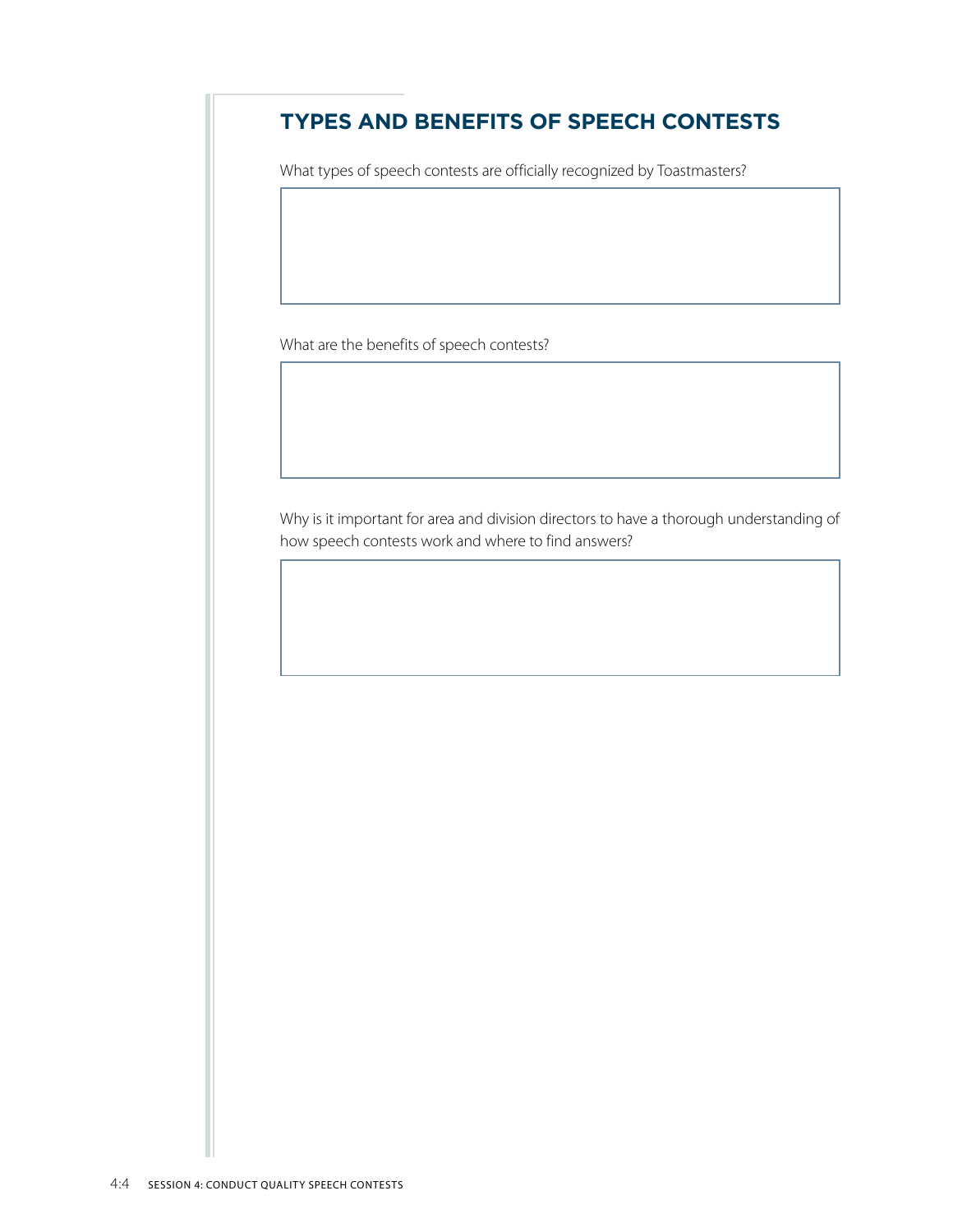## TYPES AND BENEFITS OF SPEECH CONTESTS

What types of speech contests are officially recognized by Toastmasters?

What are the benefits of speech contests?

Why is it important for area and division directors to have a thorough understanding of how speech contests work and where to find answers?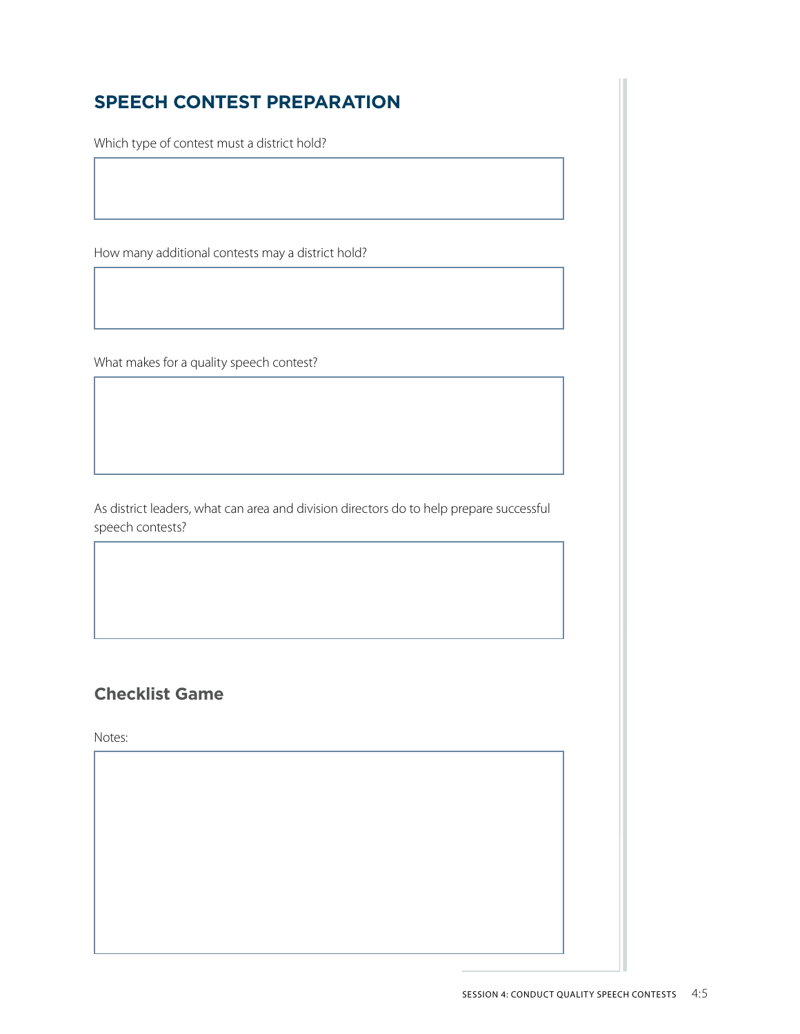## SPEECH CONTEST PREPARATION

Which type of contest must a district hold?

How many additional contests may a district hold?

What makes for a quality speech contest?

As district leaders, what can area and division directors do to help prepare successful speech contests?

### Checklist Game

Notes: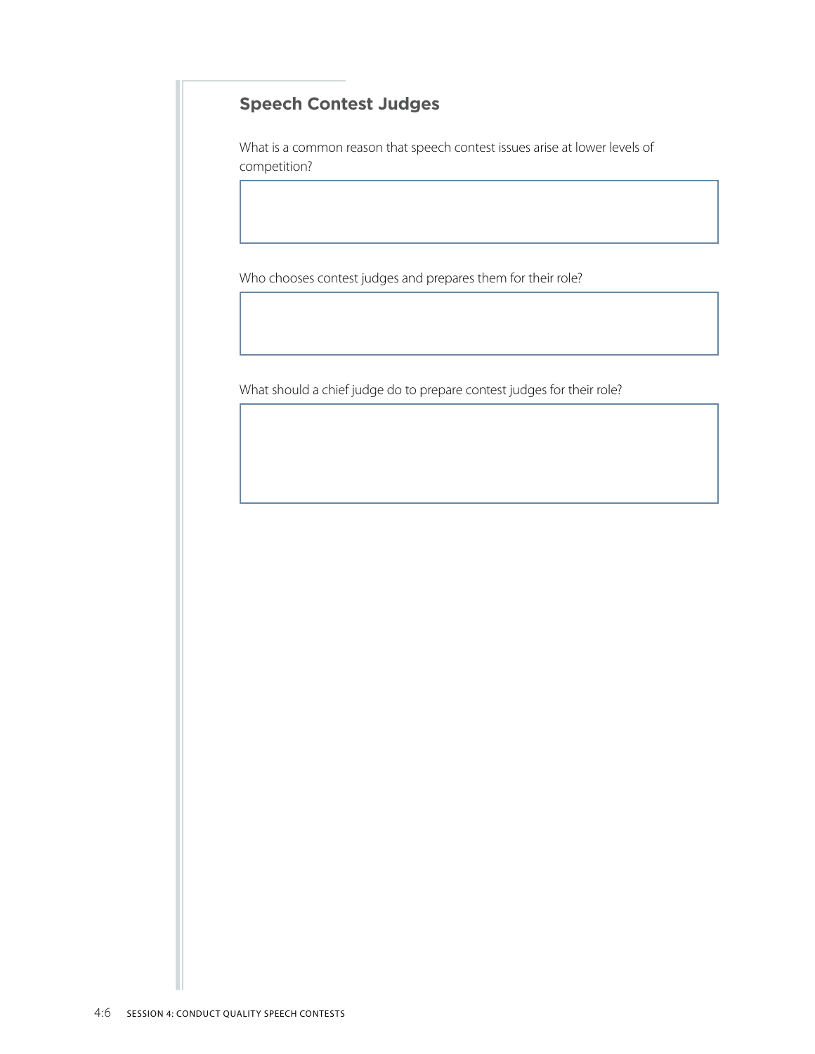## Speech Contest Judges

What is a common reason that speech contest issues arise at lower levels of competition?

Who chooses contest judges and prepares them for their role?

What should a chief judge do to prepare contest judges for their role?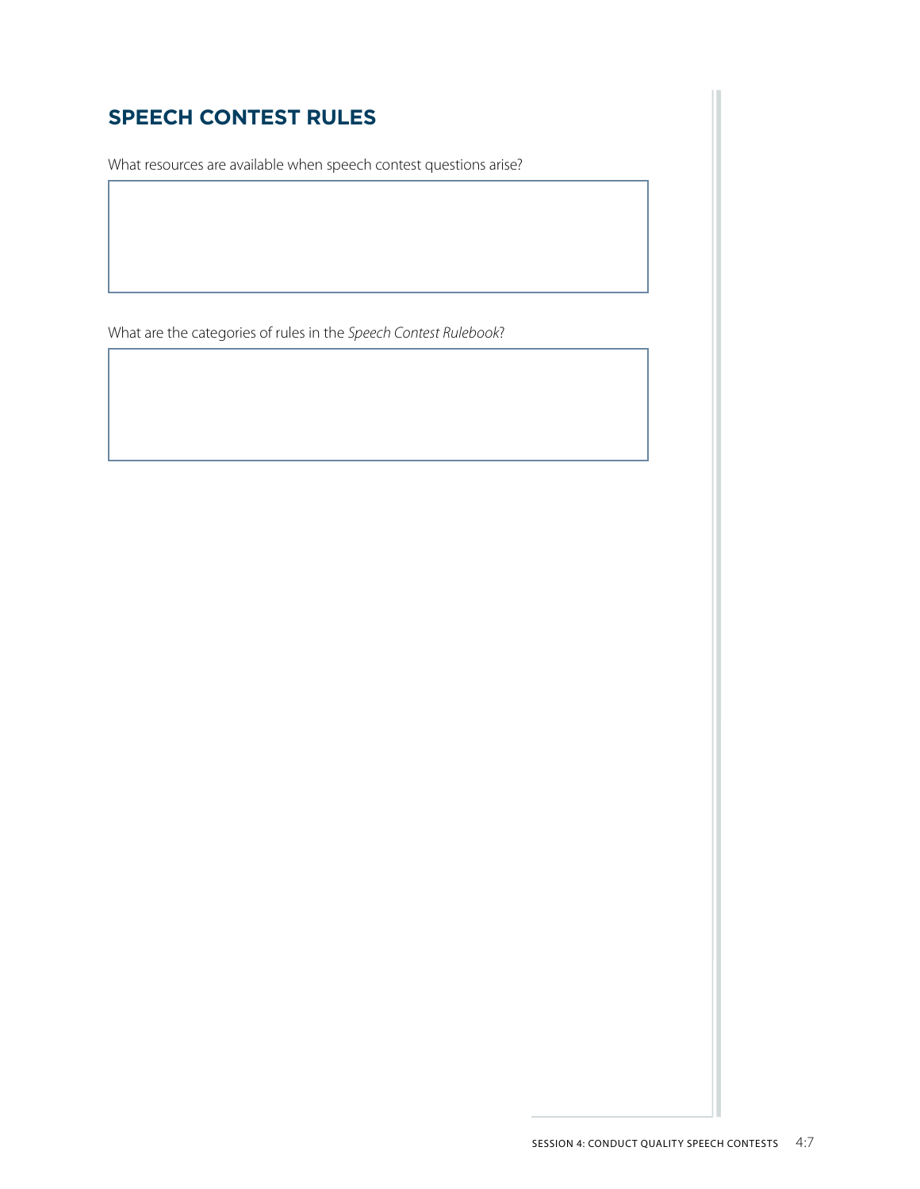## SPEECH CONTEST RULES

What resources are available when speech contest questions arise?

What are the categories of rules in the *Speech Contest Rulebook*?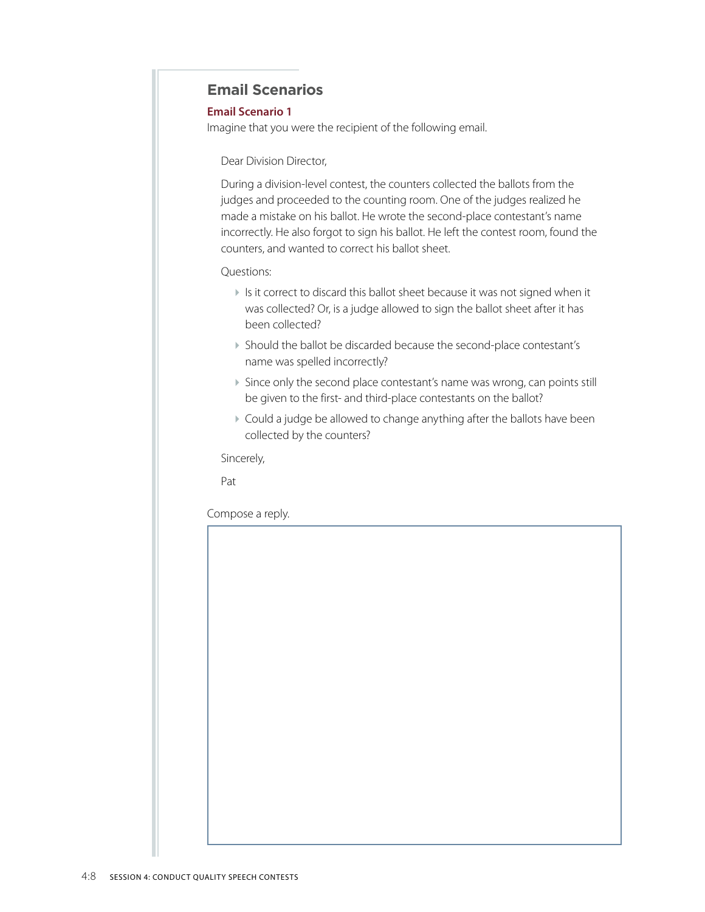## Email Scenarios

### Email Scenario 1

Imagine that you were the recipient of the following email.

> Dear Division Director,
>
> During a division-level contest, the counters collected the ballots from the judges and proceeded to the counting room. One of the judges realized he made a mistake on his ballot. He wrote the second-place contestant's name incorrectly. He also forgot to sign his ballot. He left the contest room, found the counters, and wanted to correct his ballot sheet.
>
> Questions:
>
> - Is it correct to discard this ballot sheet because it was not signed when it was collected? Or, is a judge allowed to sign the ballot sheet after it has been collected?
> - Should the ballot be discarded because the second-place contestant's name was spelled incorrectly?
> - Since only the second place contestant's name was wrong, can points still be given to the first- and third-place contestants on the ballot?
> - Could a judge be allowed to change anything after the ballots have been collected by the counters?
>
> Sincerely,
>
> Pat

Compose a reply.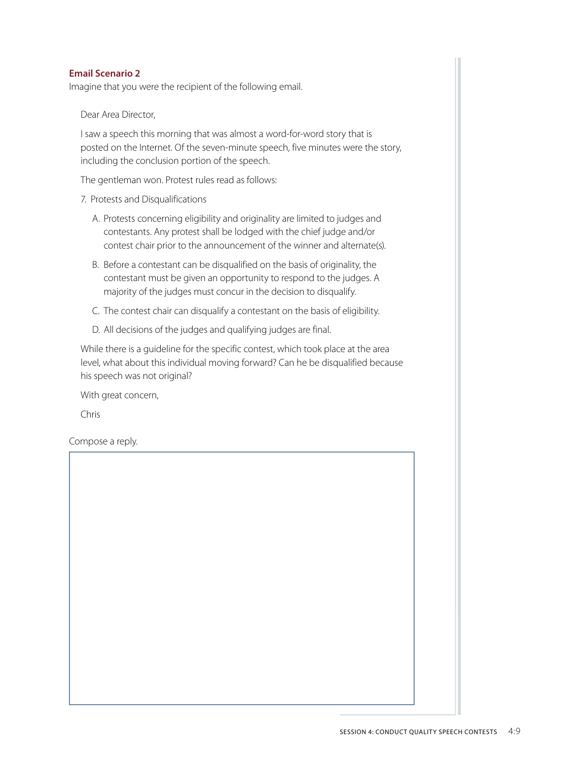### Email Scenario 2

Imagine that you were the recipient of the following email.

> Dear Area Director,
>
> I saw a speech this morning that was almost a word-for-word story that is posted on the Internet. Of the seven-minute speech, five minutes were the story, including the conclusion portion of the speech.
>
> The gentleman won. Protest rules read as follows:
>
> 7. Protests and Disqualifications
>
>     A. Protests concerning eligibility and originality are limited to judges and contestants. Any protest shall be lodged with the chief judge and/or contest chair prior to the announcement of the winner and alternate(s).
>
>     B. Before a contestant can be disqualified on the basis of originality, the contestant must be given an opportunity to respond to the judges. A majority of the judges must concur in the decision to disqualify.
>
>     C. The contest chair can disqualify a contestant on the basis of eligibility.
>
>     D. All decisions of the judges and qualifying judges are final.
>
> While there is a guideline for the specific contest, which took place at the area level, what about this individual moving forward? Can he be disqualified because his speech was not original?
>
> With great concern,
>
> Chris

Compose a reply.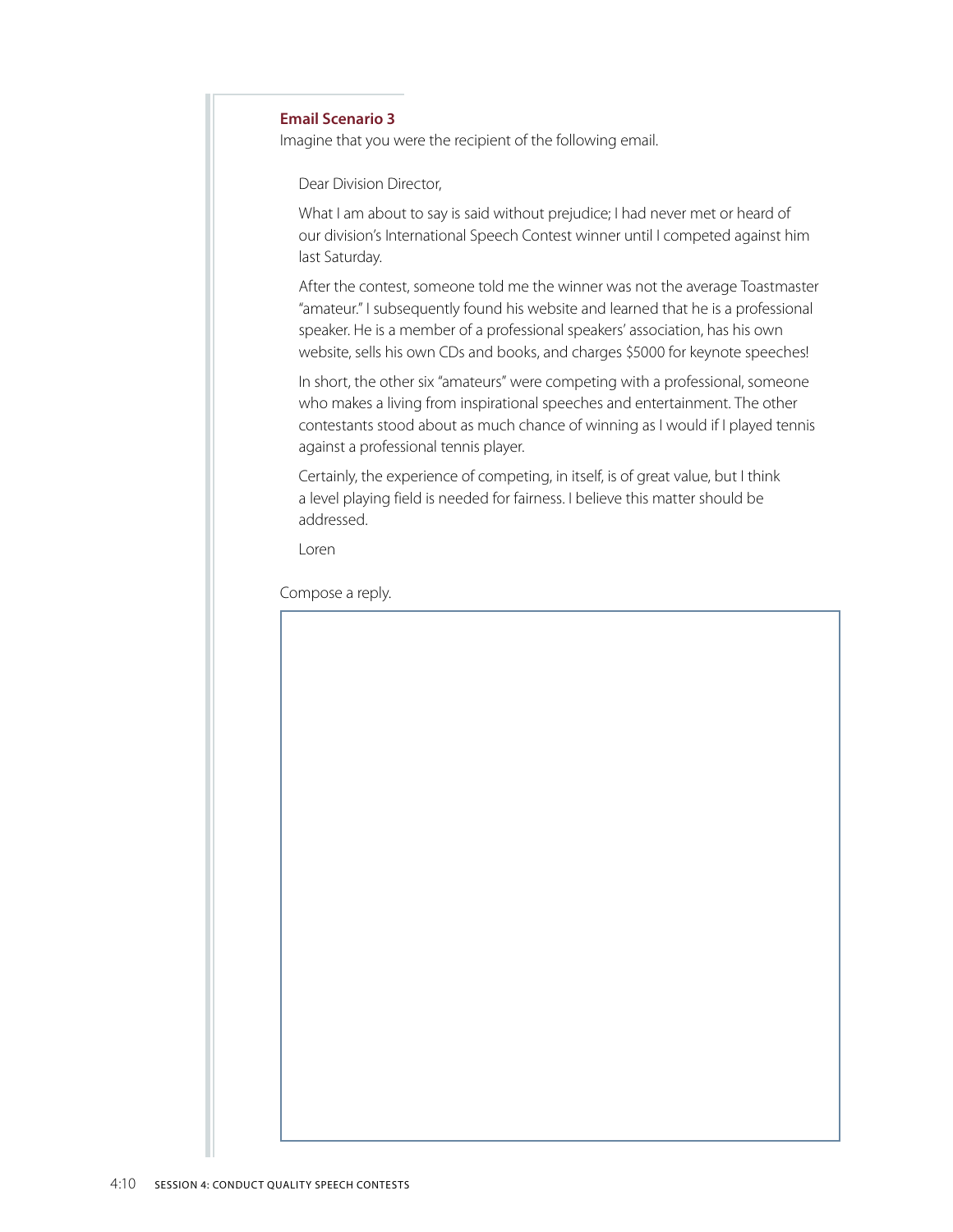### Email Scenario 3

Imagine that you were the recipient of the following email.

> Dear Division Director,
>
> What I am about to say is said without prejudice; I had never met or heard of our division's International Speech Contest winner until I competed against him last Saturday.
>
> After the contest, someone told me the winner was not the average Toastmaster "amateur." I subsequently found his website and learned that he is a professional speaker. He is a member of a professional speakers' association, has his own website, sells his own CDs and books, and charges $5000 for keynote speeches!
>
> In short, the other six "amateurs" were competing with a professional, someone who makes a living from inspirational speeches and entertainment. The other contestants stood about as much chance of winning as I would if I played tennis against a professional tennis player.
>
> Certainly, the experience of competing, in itself, is of great value, but I think a level playing field is needed for fairness. I believe this matter should be addressed.
>
> Loren

Compose a reply.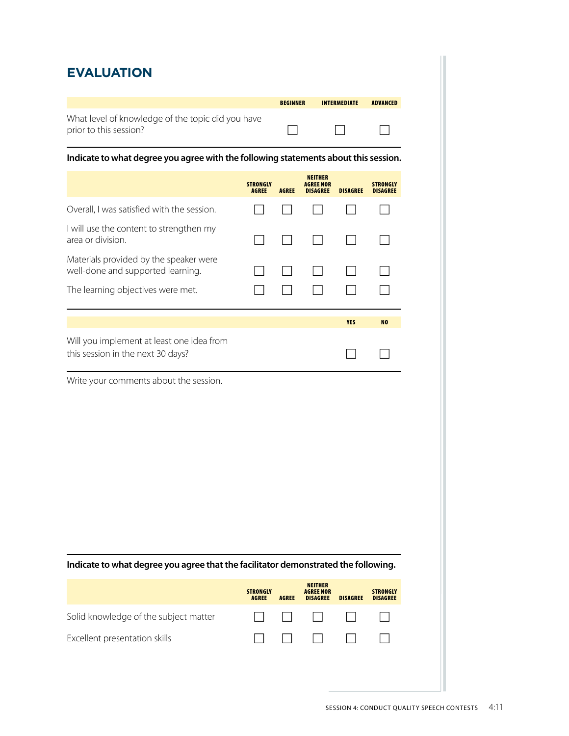## EVALUATION

| | BEGINNER | INTERMEDIATE | ADVANCED |
|---|---|---|---|
| What level of knowledge of the topic did you have prior to this session? | ☐ | ☐ | ☐ |

**Indicate to what degree you agree with the following statements about this session.**

| | STRONGLY AGREE | AGREE | NEITHER AGREE NOR DISAGREE | DISAGREE | STRONGLY DISAGREE |
|---|---|---|---|---|---|
| Overall, I was satisfied with the session. | ☐ | ☐ | ☐ | ☐ | ☐ |
| I will use the content to strengthen my area or division. | ☐ | ☐ | ☐ | ☐ | ☐ |
| Materials provided by the speaker were well-done and supported learning. | ☐ | ☐ | ☐ | ☐ | ☐ |
| The learning objectives were met. | ☐ | ☐ | ☐ | ☐ | ☐ |

| | YES | NO |
|---|---|---|
| Will you implement at least one idea from this session in the next 30 days? | ☐ | ☐ |

Write your comments about the session.

**Indicate to what degree you agree that the facilitator demonstrated the following.**

| | STRONGLY AGREE | AGREE | NEITHER AGREE NOR DISAGREE | DISAGREE | STRONGLY DISAGREE |
|---|---|---|---|---|---|
| Solid knowledge of the subject matter | ☐ | ☐ | ☐ | ☐ | ☐ |
| Excellent presentation skills | ☐ | ☐ | ☐ | ☐ | ☐ |